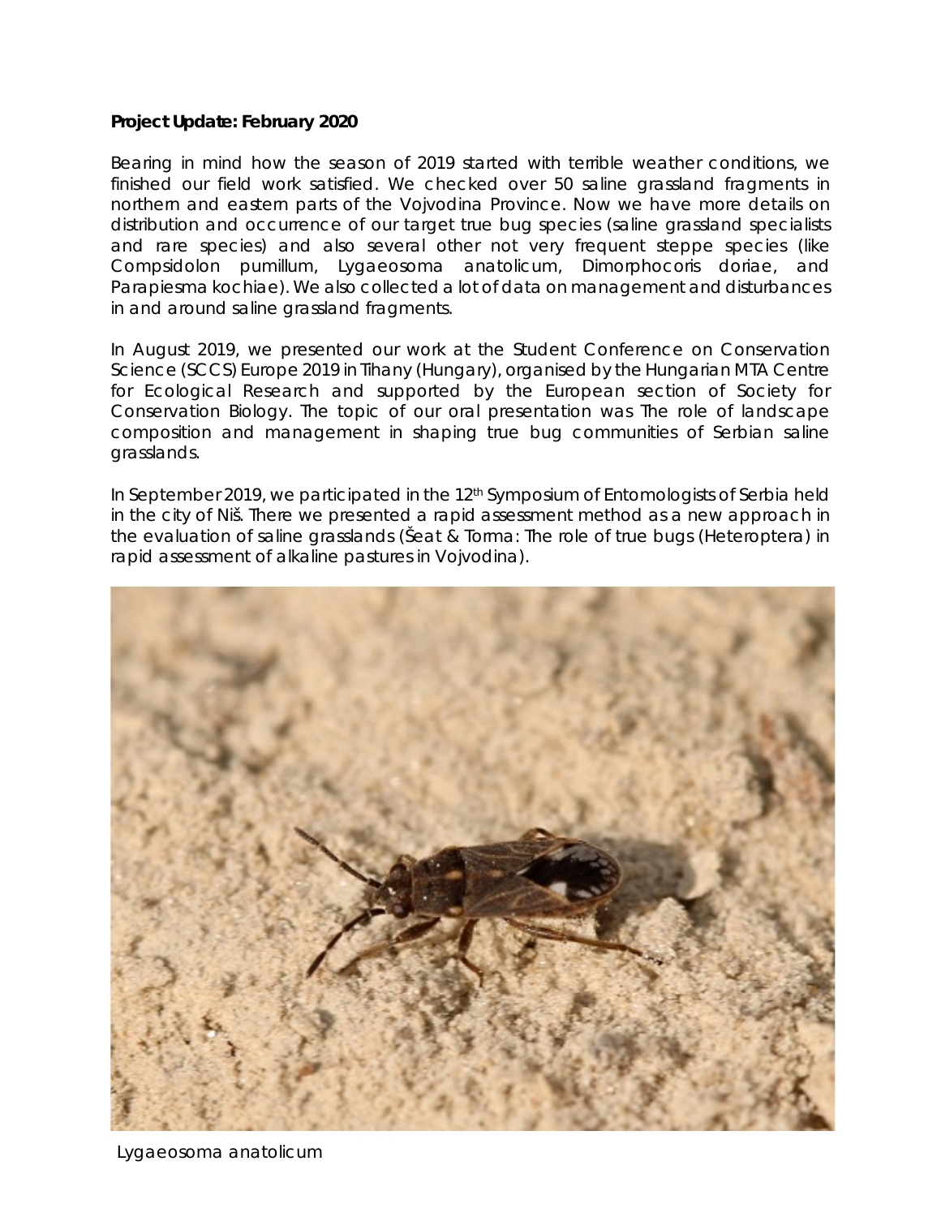**Project Update: February 2020**

Bearing in mind how the season of 2019 started with terrible weather conditions, we finished our field work satisfied. We checked over 50 saline grassland fragments in northern and eastern parts of the Vojvodina Province. Now we have more details on distribution and occurrence of our target true bug species (saline grassland specialists and rare species) and also several other not very frequent steppe species (like Compsidolon pumillum, Lygaeosoma anatolicum, Dimorphocoris doriae, and Parapiesma kochiae). We also collected a lot of data on management and disturbances in and around saline grassland fragments.

In August 2019, we presented our work at the Student Conference on Conservation Science (SCCS) Europe 2019 in Tihany (Hungary), organised by the Hungarian MTA Centre for Ecological Research and supported by the European section of Society for Conservation Biology. The topic of our oral presentation was The role of landscape composition and management in shaping true bug communities of Serbian saline grasslands.

In September 2019, we participated in the 12th Symposium of Entomologists of Serbia held in the city of Niš. There we presented a rapid assessment method as a new approach in the evaluation of saline grasslands (Šeat & Torma: The role of true bugs (Heteroptera) in rapid assessment of alkaline pastures in Vojvodina).

*Lygaeosoma anatolicum*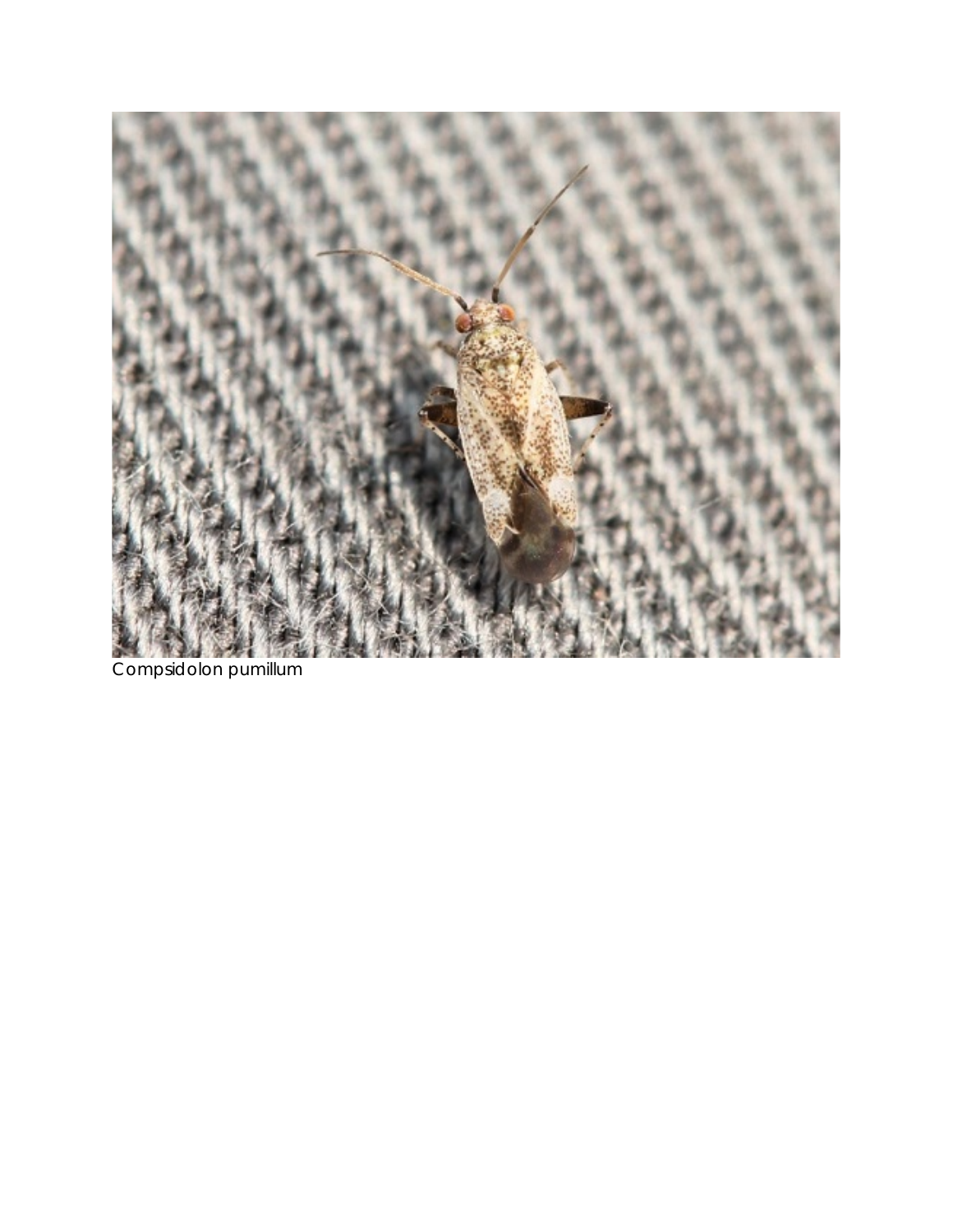Compsidolon pumillum